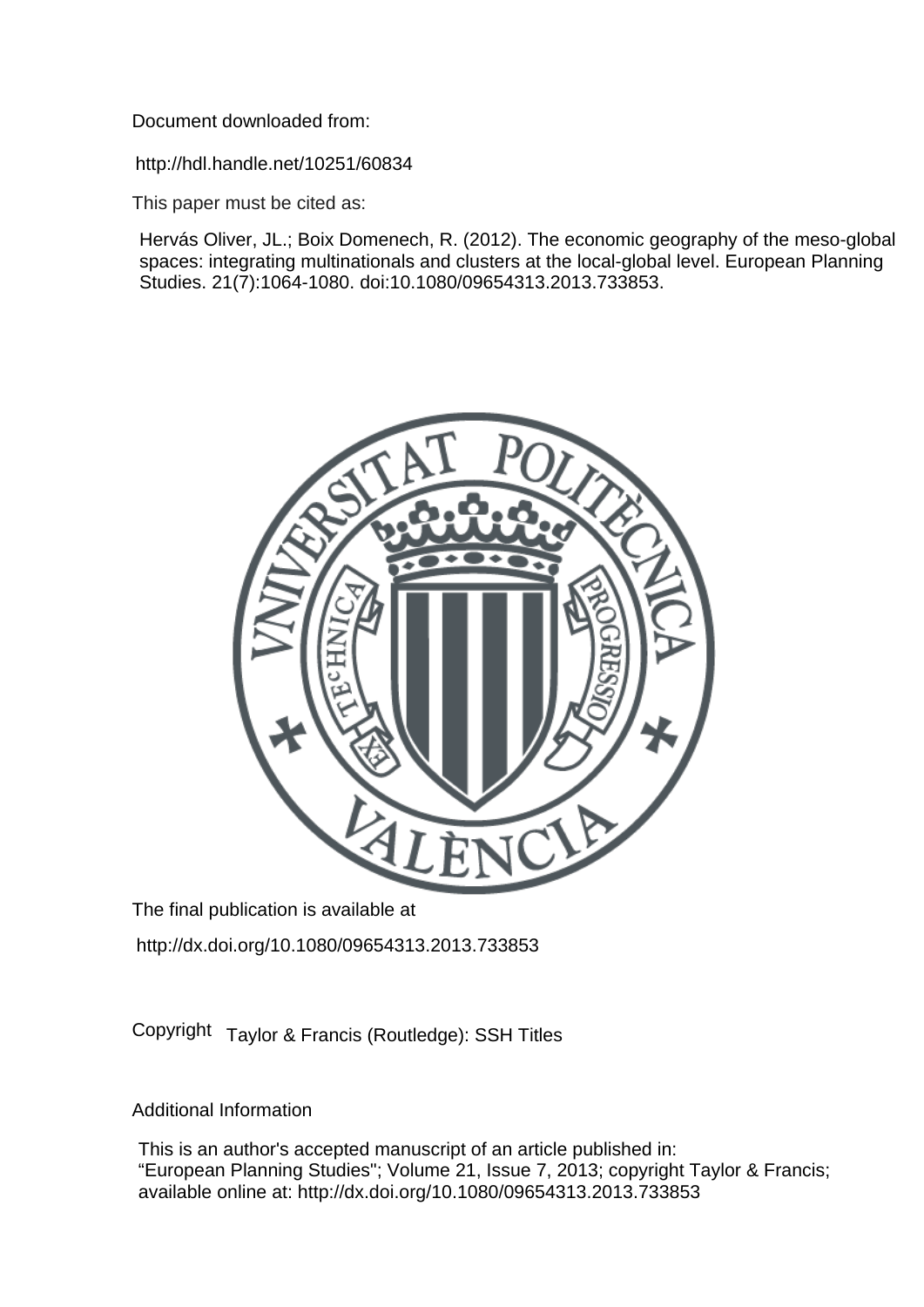Document downloaded from:

http://hdl.handle.net/10251/60834

This paper must be cited as:

Hervás Oliver, JL.; Boix Domenech, R. (2012). The economic geography of the meso-global spaces: integrating multinationals and clusters at the local-global level. European Planning Studies. 21(7):1064-1080. doi:10.1080/09654313.2013.733853.

The final publication is available at

http://dx.doi.org/10.1080/09654313.2013.733853

Copyright Taylor & Francis (Routledge): SSH Titles

Additional Information

This is an author's accepted manuscript of an article published in: "European Planning Studies"; Volume 21, Issue 7, 2013; copyright Taylor & Francis; available online at: http://dx.doi.org/10.1080/09654313.2013.733853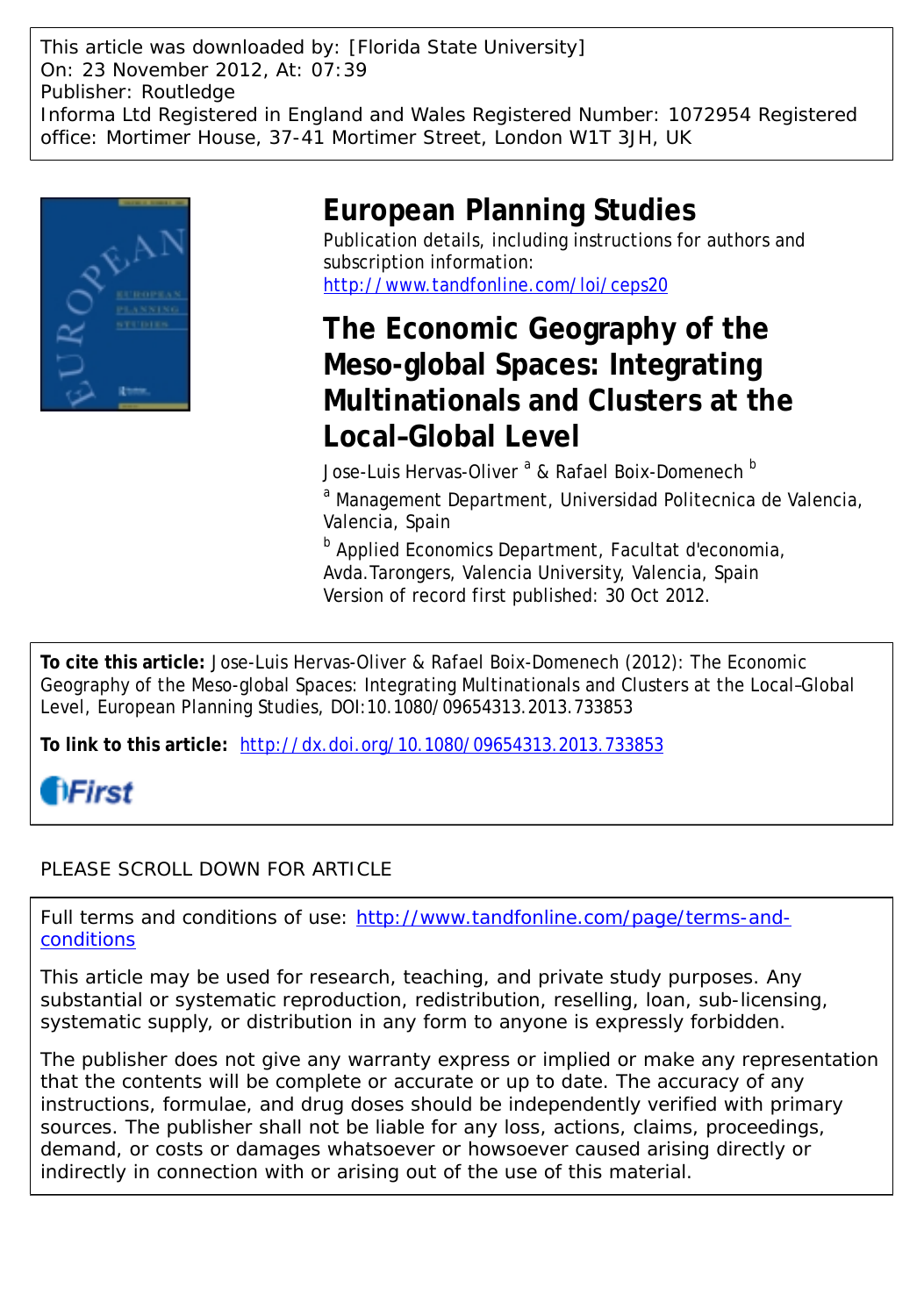This article was downloaded by: [Florida State University]
On: 23 November 2012, At: 07:39
Publisher: Routledge
Informa Ltd Registered in England and Wales Registered Number: 1072954 Registered office: Mortimer House, 37-41 Mortimer Street, London W1T 3JH, UK

# European Planning Studies

Publication details, including instructions for authors and subscription information:
http://www.tandfonline.com/loi/ceps20

# The Economic Geography of the Meso-global Spaces: Integrating Multinationals and Clusters at the Local–Global Level

Jose-Luis Hervas-Oliver [a] & Rafael Boix-Domenech [b]

[a] Management Department, Universidad Politecnica de Valencia, Valencia, Spain

[b] Applied Economics Department, Facultat d'economia, Avda.Tarongers, Valencia University, Valencia, Spain

Version of record first published: 30 Oct 2012.

**To cite this article:** Jose-Luis Hervas-Oliver & Rafael Boix-Domenech (2012): The Economic Geography of the Meso-global Spaces: Integrating Multinationals and Clusters at the Local–Global Level, European Planning Studies, DOI:10.1080/09654313.2013.733853

**To link to this article:** http://dx.doi.org/10.1080/09654313.2013.733853

iFirst

PLEASE SCROLL DOWN FOR ARTICLE

Full terms and conditions of use: http://www.tandfonline.com/page/terms-and-conditions

This article may be used for research, teaching, and private study purposes. Any substantial or systematic reproduction, redistribution, reselling, loan, sub-licensing, systematic supply, or distribution in any form to anyone is expressly forbidden.

The publisher does not give any warranty express or implied or make any representation that the contents will be complete or accurate or up to date. The accuracy of any instructions, formulae, and drug doses should be independently verified with primary sources. The publisher shall not be liable for any loss, actions, claims, proceedings, demand, or costs or damages whatsoever or howsoever caused arising directly or indirectly in connection with or arising out of the use of this material.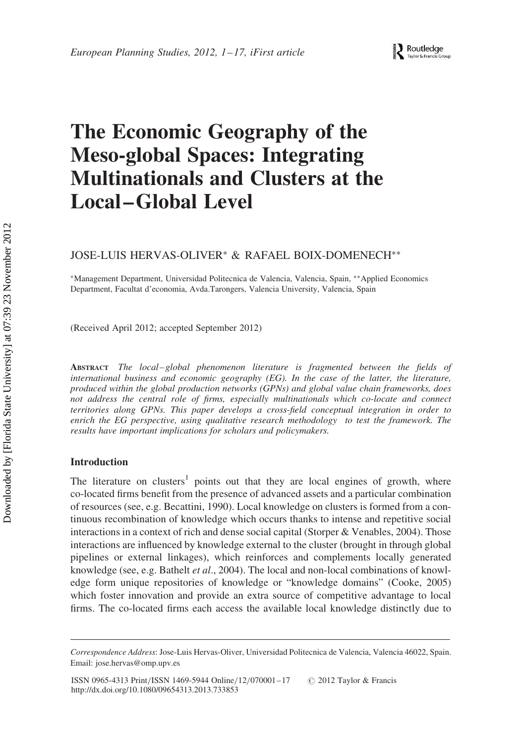# The Economic Geography of the Meso-global Spaces: Integrating Multinationals and Clusters at the Local–Global Level

JOSE-LUIS HERVAS-OLIVER* & RAFAEL BOIX-DOMENECH**

*Management Department, Universidad Politecnica de Valencia, Valencia, Spain, **Applied Economics Department, Facultat d'economia, Avda.Tarongers, Valencia University, Valencia, Spain

(Received April 2012; accepted September 2012)

**Abstract** *The local–global phenomenon literature is fragmented between the fields of international business and economic geography (EG). In the case of the latter, the literature, produced within the global production networks (GPNs) and global value chain frameworks, does not address the central role of firms, especially multinationals which co-locate and connect territories along GPNs. This paper develops a cross-field conceptual integration in order to enrich the EG perspective, using qualitative research methodology to test the framework. The results have important implications for scholars and policymakers.*

## Introduction

The literature on clusters[1] points out that they are local engines of growth, where co-located firms benefit from the presence of advanced assets and a particular combination of resources (see, e.g. Becattini, 1990). Local knowledge on clusters is formed from a continuous recombination of knowledge which occurs thanks to intense and repetitive social interactions in a context of rich and dense social capital (Storper & Venables, 2004). Those interactions are influenced by knowledge external to the cluster (brought in through global pipelines or external linkages), which reinforces and complements locally generated knowledge (see, e.g. Bathelt *et al*., 2004). The local and non-local combinations of knowledge form unique repositories of knowledge or "knowledge domains" (Cooke, 2005) which foster innovation and provide an extra source of competitive advantage to local firms. The co-located firms each access the available local knowledge distinctly due to

---

*Correspondence Address*: Jose-Luis Hervas-Oliver, Universidad Politecnica de Valencia, Valencia 46022, Spain. Email: jose.hervas@omp.upv.es

ISSN 0965-4313 Print/ISSN 1469-5944 Online/12/070001–17 © 2012 Taylor & Francis
http://dx.doi.org/10.1080/09654313.2013.733853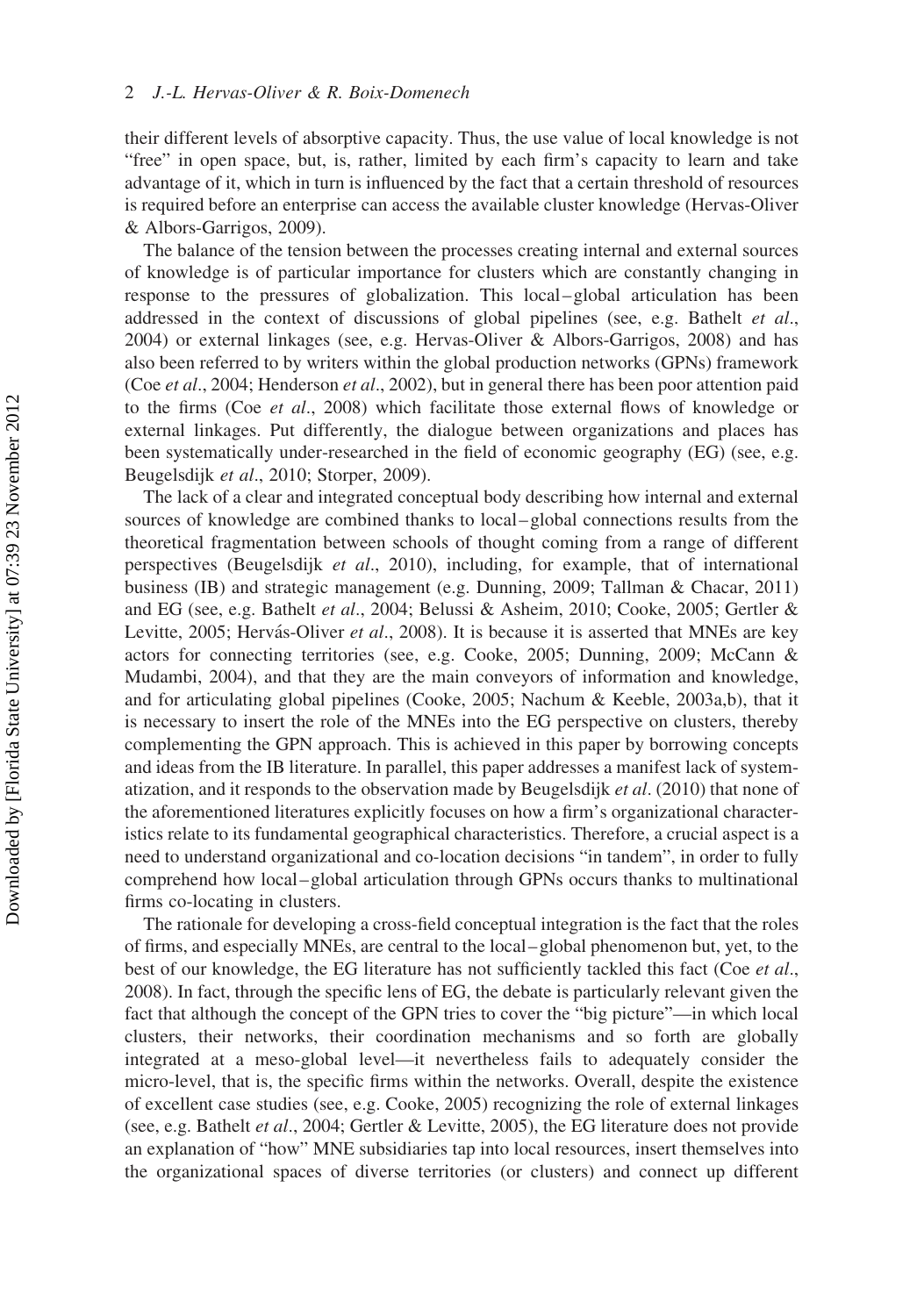their different levels of absorptive capacity. Thus, the use value of local knowledge is not "free" in open space, but, is, rather, limited by each firm's capacity to learn and take advantage of it, which in turn is influenced by the fact that a certain threshold of resources is required before an enterprise can access the available cluster knowledge (Hervas-Oliver & Albors-Garrigos, 2009).

The balance of the tension between the processes creating internal and external sources of knowledge is of particular importance for clusters which are constantly changing in response to the pressures of globalization. This local–global articulation has been addressed in the context of discussions of global pipelines (see, e.g. Bathelt *et al*., 2004) or external linkages (see, e.g. Hervas-Oliver & Albors-Garrigos, 2008) and has also been referred to by writers within the global production networks (GPNs) framework (Coe *et al*., 2004; Henderson *et al*., 2002), but in general there has been poor attention paid to the firms (Coe *et al*., 2008) which facilitate those external flows of knowledge or external linkages. Put differently, the dialogue between organizations and places has been systematically under-researched in the field of economic geography (EG) (see, e.g. Beugelsdijk *et al*., 2010; Storper, 2009).

The lack of a clear and integrated conceptual body describing how internal and external sources of knowledge are combined thanks to local–global connections results from the theoretical fragmentation between schools of thought coming from a range of different perspectives (Beugelsdijk *et al*., 2010), including, for example, that of international business (IB) and strategic management (e.g. Dunning, 2009; Tallman & Chacar, 2011) and EG (see, e.g. Bathelt *et al*., 2004; Belussi & Asheim, 2010; Cooke, 2005; Gertler & Levitte, 2005; Hervás-Oliver *et al*., 2008). It is because it is asserted that MNEs are key actors for connecting territories (see, e.g. Cooke, 2005; Dunning, 2009; McCann & Mudambi, 2004), and that they are the main conveyors of information and knowledge, and for articulating global pipelines (Cooke, 2005; Nachum & Keeble, 2003a,b), that it is necessary to insert the role of the MNEs into the EG perspective on clusters, thereby complementing the GPN approach. This is achieved in this paper by borrowing concepts and ideas from the IB literature. In parallel, this paper addresses a manifest lack of systematization, and it responds to the observation made by Beugelsdijk *et al*. (2010) that none of the aforementioned literatures explicitly focuses on how a firm's organizational characteristics relate to its fundamental geographical characteristics. Therefore, a crucial aspect is a need to understand organizational and co-location decisions "in tandem", in order to fully comprehend how local–global articulation through GPNs occurs thanks to multinational firms co-locating in clusters.

The rationale for developing a cross-field conceptual integration is the fact that the roles of firms, and especially MNEs, are central to the local–global phenomenon but, yet, to the best of our knowledge, the EG literature has not sufficiently tackled this fact (Coe *et al*., 2008). In fact, through the specific lens of EG, the debate is particularly relevant given the fact that although the concept of the GPN tries to cover the "big picture"—in which local clusters, their networks, their coordination mechanisms and so forth are globally integrated at a meso-global level—it nevertheless fails to adequately consider the micro-level, that is, the specific firms within the networks. Overall, despite the existence of excellent case studies (see, e.g. Cooke, 2005) recognizing the role of external linkages (see, e.g. Bathelt *et al*., 2004; Gertler & Levitte, 2005), the EG literature does not provide an explanation of "how" MNE subsidiaries tap into local resources, insert themselves into the organizational spaces of diverse territories (or clusters) and connect up different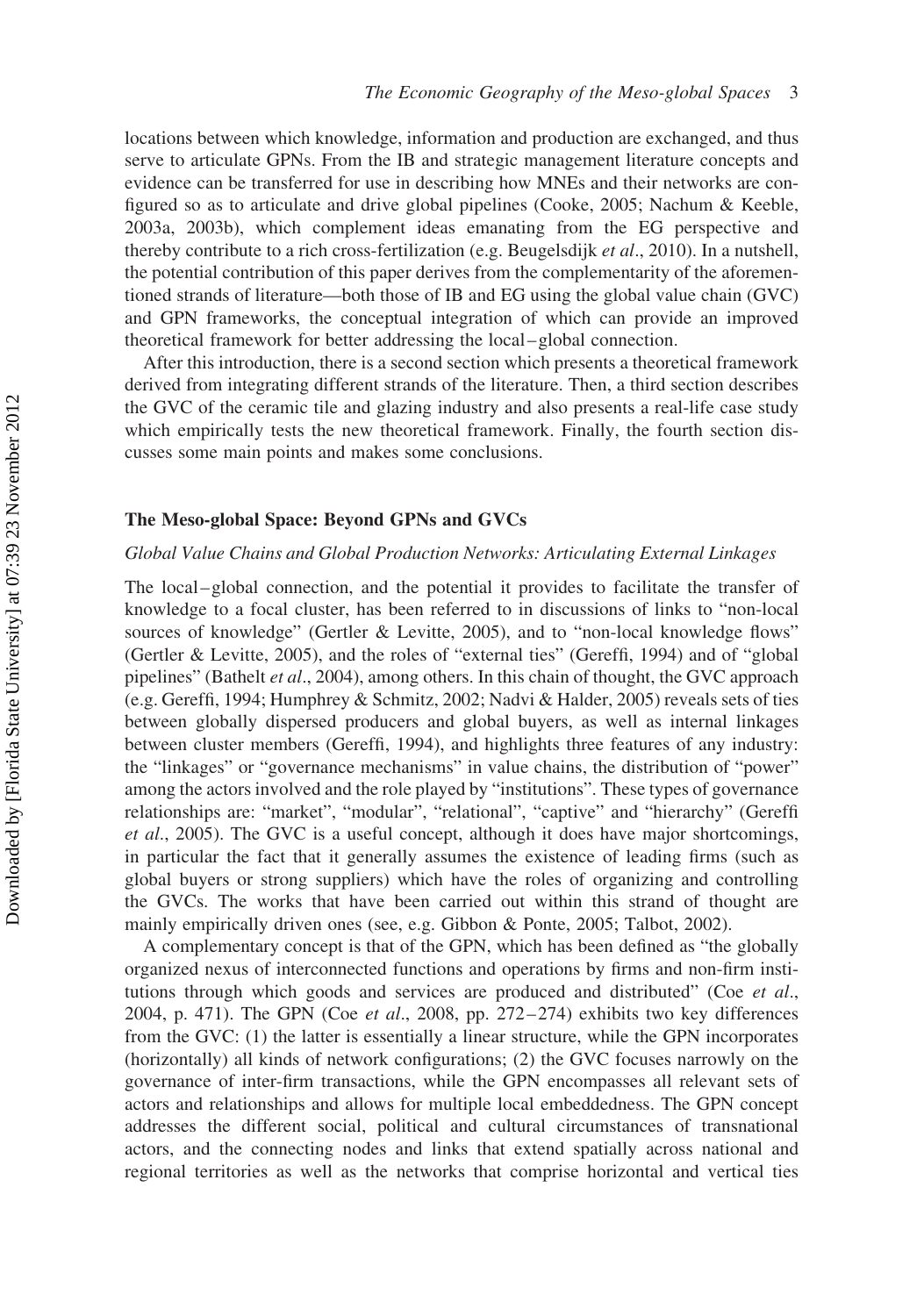locations between which knowledge, information and production are exchanged, and thus serve to articulate GPNs. From the IB and strategic management literature concepts and evidence can be transferred for use in describing how MNEs and their networks are configured so as to articulate and drive global pipelines (Cooke, 2005; Nachum & Keeble, 2003a, 2003b), which complement ideas emanating from the EG perspective and thereby contribute to a rich cross-fertilization (e.g. Beugelsdijk *et al*., 2010). In a nutshell, the potential contribution of this paper derives from the complementarity of the aforementioned strands of literature—both those of IB and EG using the global value chain (GVC) and GPN frameworks, the conceptual integration of which can provide an improved theoretical framework for better addressing the local–global connection.

After this introduction, there is a second section which presents a theoretical framework derived from integrating different strands of the literature. Then, a third section describes the GVC of the ceramic tile and glazing industry and also presents a real-life case study which empirically tests the new theoretical framework. Finally, the fourth section discusses some main points and makes some conclusions.

## The Meso-global Space: Beyond GPNs and GVCs

### *Global Value Chains and Global Production Networks: Articulating External Linkages*

The local–global connection, and the potential it provides to facilitate the transfer of knowledge to a focal cluster, has been referred to in discussions of links to "non-local sources of knowledge" (Gertler & Levitte, 2005), and to "non-local knowledge flows" (Gertler & Levitte, 2005), and the roles of "external ties" (Gereffi, 1994) and of "global pipelines" (Bathelt *et al*., 2004), among others. In this chain of thought, the GVC approach (e.g. Gereffi, 1994; Humphrey & Schmitz, 2002; Nadvi & Halder, 2005) reveals sets of ties between globally dispersed producers and global buyers, as well as internal linkages between cluster members (Gereffi, 1994), and highlights three features of any industry: the "linkages" or "governance mechanisms" in value chains, the distribution of "power" among the actors involved and the role played by "institutions". These types of governance relationships are: "market", "modular", "relational", "captive" and "hierarchy" (Gereffi *et al*., 2005). The GVC is a useful concept, although it does have major shortcomings, in particular the fact that it generally assumes the existence of leading firms (such as global buyers or strong suppliers) which have the roles of organizing and controlling the GVCs. The works that have been carried out within this strand of thought are mainly empirically driven ones (see, e.g. Gibbon & Ponte, 2005; Talbot, 2002).

A complementary concept is that of the GPN, which has been defined as "the globally organized nexus of interconnected functions and operations by firms and non-firm institutions through which goods and services are produced and distributed" (Coe *et al*., 2004, p. 471). The GPN (Coe *et al*., 2008, pp. 272–274) exhibits two key differences from the GVC: (1) the latter is essentially a linear structure, while the GPN incorporates (horizontally) all kinds of network configurations; (2) the GVC focuses narrowly on the governance of inter-firm transactions, while the GPN encompasses all relevant sets of actors and relationships and allows for multiple local embeddedness. The GPN concept addresses the different social, political and cultural circumstances of transnational actors, and the connecting nodes and links that extend spatially across national and regional territories as well as the networks that comprise horizontal and vertical ties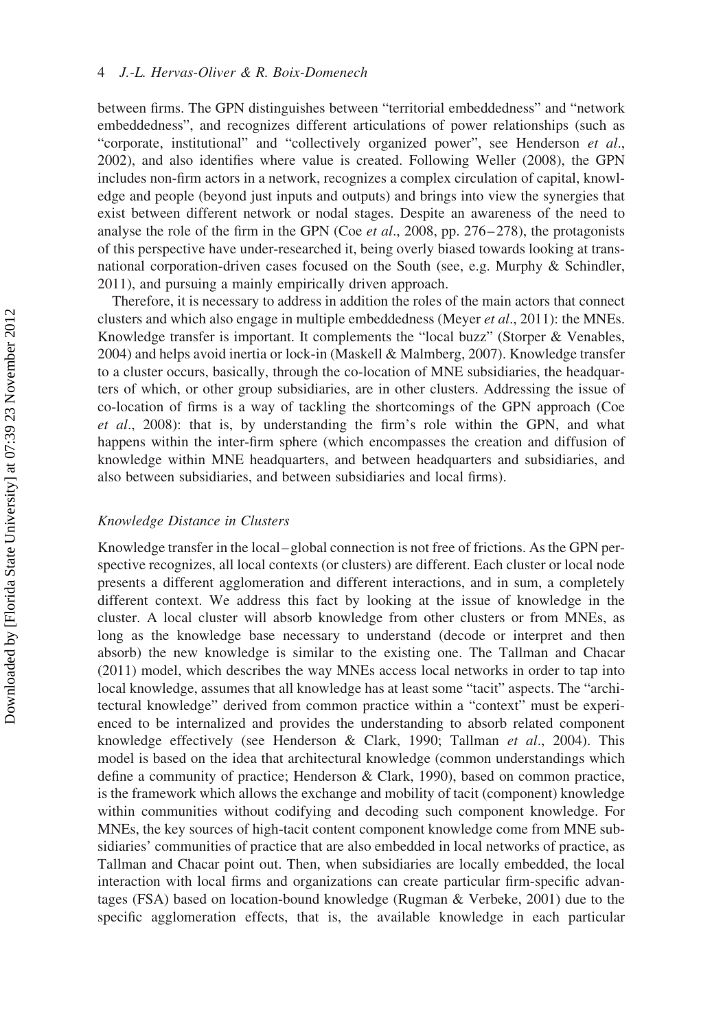between firms. The GPN distinguishes between "territorial embeddedness" and "network embeddedness", and recognizes different articulations of power relationships (such as "corporate, institutional" and "collectively organized power", see Henderson *et al*., 2002), and also identifies where value is created. Following Weller (2008), the GPN includes non-firm actors in a network, recognizes a complex circulation of capital, knowledge and people (beyond just inputs and outputs) and brings into view the synergies that exist between different network or nodal stages. Despite an awareness of the need to analyse the role of the firm in the GPN (Coe *et al*., 2008, pp. 276–278), the protagonists of this perspective have under-researched it, being overly biased towards looking at transnational corporation-driven cases focused on the South (see, e.g. Murphy & Schindler, 2011), and pursuing a mainly empirically driven approach.

Therefore, it is necessary to address in addition the roles of the main actors that connect clusters and which also engage in multiple embeddedness (Meyer *et al*., 2011): the MNEs. Knowledge transfer is important. It complements the "local buzz" (Storper & Venables, 2004) and helps avoid inertia or lock-in (Maskell & Malmberg, 2007). Knowledge transfer to a cluster occurs, basically, through the co-location of MNE subsidiaries, the headquarters of which, or other group subsidiaries, are in other clusters. Addressing the issue of co-location of firms is a way of tackling the shortcomings of the GPN approach (Coe *et al*., 2008): that is, by understanding the firm's role within the GPN, and what happens within the inter-firm sphere (which encompasses the creation and diffusion of knowledge within MNE headquarters, and between headquarters and subsidiaries, and also between subsidiaries, and between subsidiaries and local firms).

### *Knowledge Distance in Clusters*

Knowledge transfer in the local–global connection is not free of frictions. As the GPN perspective recognizes, all local contexts (or clusters) are different. Each cluster or local node presents a different agglomeration and different interactions, and in sum, a completely different context. We address this fact by looking at the issue of knowledge in the cluster. A local cluster will absorb knowledge from other clusters or from MNEs, as long as the knowledge base necessary to understand (decode or interpret and then absorb) the new knowledge is similar to the existing one. The Tallman and Chacar (2011) model, which describes the way MNEs access local networks in order to tap into local knowledge, assumes that all knowledge has at least some "tacit" aspects. The "architectural knowledge" derived from common practice within a "context" must be experienced to be internalized and provides the understanding to absorb related component knowledge effectively (see Henderson & Clark, 1990; Tallman *et al*., 2004). This model is based on the idea that architectural knowledge (common understandings which define a community of practice; Henderson & Clark, 1990), based on common practice, is the framework which allows the exchange and mobility of tacit (component) knowledge within communities without codifying and decoding such component knowledge. For MNEs, the key sources of high-tacit content component knowledge come from MNE subsidiaries' communities of practice that are also embedded in local networks of practice, as Tallman and Chacar point out. Then, when subsidiaries are locally embedded, the local interaction with local firms and organizations can create particular firm-specific advantages (FSA) based on location-bound knowledge (Rugman & Verbeke, 2001) due to the specific agglomeration effects, that is, the available knowledge in each particular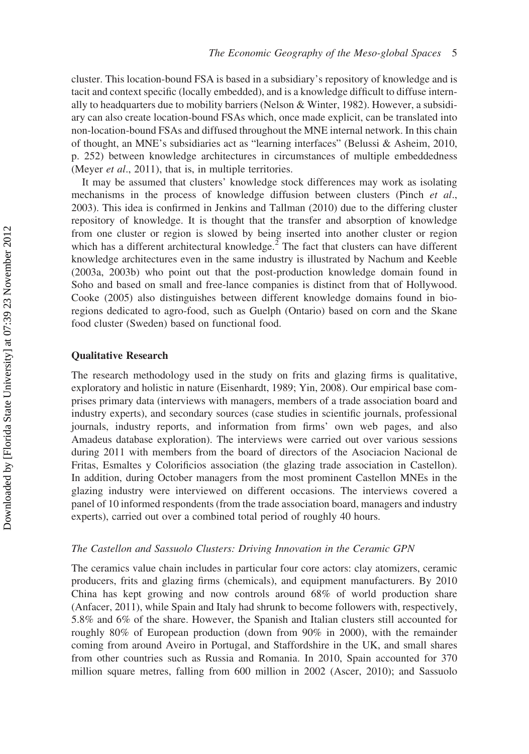cluster. This location-bound FSA is based in a subsidiary's repository of knowledge and is tacit and context specific (locally embedded), and is a knowledge difficult to diffuse internally to headquarters due to mobility barriers (Nelson & Winter, 1982). However, a subsidiary can also create location-bound FSAs which, once made explicit, can be translated into non-location-bound FSAs and diffused throughout the MNE internal network. In this chain of thought, an MNE's subsidiaries act as "learning interfaces" (Belussi & Asheim, 2010, p. 252) between knowledge architectures in circumstances of multiple embeddedness (Meyer *et al*., 2011), that is, in multiple territories.

It may be assumed that clusters' knowledge stock differences may work as isolating mechanisms in the process of knowledge diffusion between clusters (Pinch *et al*., 2003). This idea is confirmed in Jenkins and Tallman (2010) due to the differing cluster repository of knowledge. It is thought that the transfer and absorption of knowledge from one cluster or region is slowed by being inserted into another cluster or region which has a different architectural knowledge.[2] The fact that clusters can have different knowledge architectures even in the same industry is illustrated by Nachum and Keeble (2003a, 2003b) who point out that the post-production knowledge domain found in Soho and based on small and free-lance companies is distinct from that of Hollywood. Cooke (2005) also distinguishes between different knowledge domains found in bio-regions dedicated to agro-food, such as Guelph (Ontario) based on corn and the Skane food cluster (Sweden) based on functional food.

## Qualitative Research

The research methodology used in the study on frits and glazing firms is qualitative, exploratory and holistic in nature (Eisenhardt, 1989; Yin, 2008). Our empirical base comprises primary data (interviews with managers, members of a trade association board and industry experts), and secondary sources (case studies in scientific journals, professional journals, industry reports, and information from firms' own web pages, and also Amadeus database exploration). The interviews were carried out over various sessions during 2011 with members from the board of directors of the Asociacion Nacional de Fritas, Esmaltes y Colorificios association (the glazing trade association in Castellon). In addition, during October managers from the most prominent Castellon MNEs in the glazing industry were interviewed on different occasions. The interviews covered a panel of 10 informed respondents (from the trade association board, managers and industry experts), carried out over a combined total period of roughly 40 hours.

### *The Castellon and Sassuolo Clusters: Driving Innovation in the Ceramic GPN*

The ceramics value chain includes in particular four core actors: clay atomizers, ceramic producers, frits and glazing firms (chemicals), and equipment manufacturers. By 2010 China has kept growing and now controls around 68% of world production share (Anfacer, 2011), while Spain and Italy had shrunk to become followers with, respectively, 5.8% and 6% of the share. However, the Spanish and Italian clusters still accounted for roughly 80% of European production (down from 90% in 2000), with the remainder coming from around Aveiro in Portugal, and Staffordshire in the UK, and small shares from other countries such as Russia and Romania. In 2010, Spain accounted for 370 million square metres, falling from 600 million in 2002 (Ascer, 2010); and Sassuolo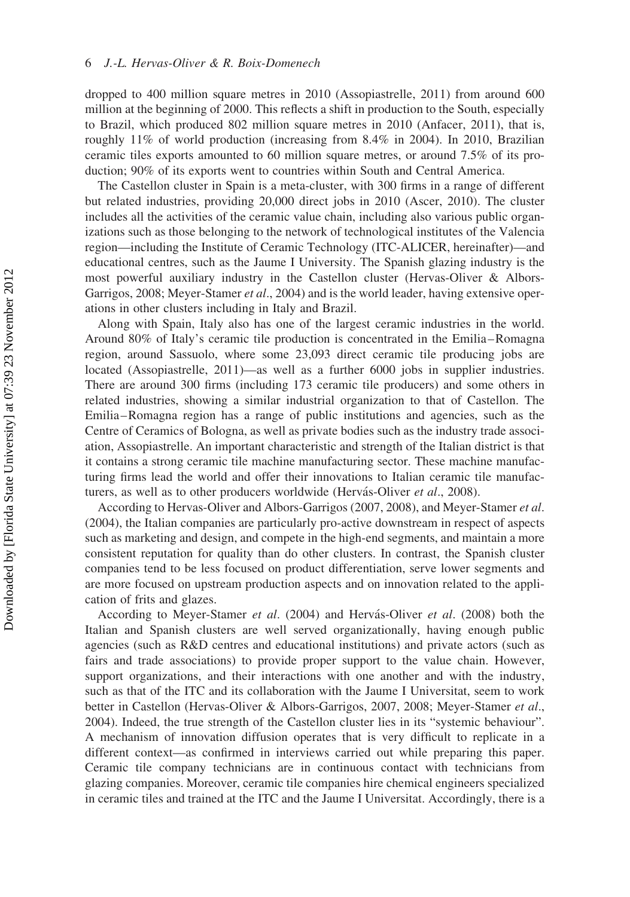dropped to 400 million square metres in 2010 (Assopiastrelle, 2011) from around 600 million at the beginning of 2000. This reflects a shift in production to the South, especially to Brazil, which produced 802 million square metres in 2010 (Anfacer, 2011), that is, roughly 11% of world production (increasing from 8.4% in 2004). In 2010, Brazilian ceramic tiles exports amounted to 60 million square metres, or around 7.5% of its production; 90% of its exports went to countries within South and Central America.

The Castellon cluster in Spain is a meta-cluster, with 300 firms in a range of different but related industries, providing 20,000 direct jobs in 2010 (Ascer, 2010). The cluster includes all the activities of the ceramic value chain, including also various public organizations such as those belonging to the network of technological institutes of the Valencia region—including the Institute of Ceramic Technology (ITC-ALICER, hereinafter)—and educational centres, such as the Jaume I University. The Spanish glazing industry is the most powerful auxiliary industry in the Castellon cluster (Hervas-Oliver & Albors-Garrigos, 2008; Meyer-Stamer *et al*., 2004) and is the world leader, having extensive operations in other clusters including in Italy and Brazil.

Along with Spain, Italy also has one of the largest ceramic industries in the world. Around 80% of Italy's ceramic tile production is concentrated in the Emilia–Romagna region, around Sassuolo, where some 23,093 direct ceramic tile producing jobs are located (Assopiastrelle, 2011)—as well as a further 6000 jobs in supplier industries. There are around 300 firms (including 173 ceramic tile producers) and some others in related industries, showing a similar industrial organization to that of Castellon. The Emilia–Romagna region has a range of public institutions and agencies, such as the Centre of Ceramics of Bologna, as well as private bodies such as the industry trade association, Assopiastrelle. An important characteristic and strength of the Italian district is that it contains a strong ceramic tile machine manufacturing sector. These machine manufacturing firms lead the world and offer their innovations to Italian ceramic tile manufacturers, as well as to other producers worldwide (Hervás-Oliver *et al*., 2008).

According to Hervas-Oliver and Albors-Garrigos (2007, 2008), and Meyer-Stamer *et al*. (2004), the Italian companies are particularly pro-active downstream in respect of aspects such as marketing and design, and compete in the high-end segments, and maintain a more consistent reputation for quality than do other clusters. In contrast, the Spanish cluster companies tend to be less focused on product differentiation, serve lower segments and are more focused on upstream production aspects and on innovation related to the application of frits and glazes.

According to Meyer-Stamer *et al*. (2004) and Hervás-Oliver *et al*. (2008) both the Italian and Spanish clusters are well served organizationally, having enough public agencies (such as R&D centres and educational institutions) and private actors (such as fairs and trade associations) to provide proper support to the value chain. However, support organizations, and their interactions with one another and with the industry, such as that of the ITC and its collaboration with the Jaume I Universitat, seem to work better in Castellon (Hervas-Oliver & Albors-Garrigos, 2007, 2008; Meyer-Stamer *et al*., 2004). Indeed, the true strength of the Castellon cluster lies in its "systemic behaviour". A mechanism of innovation diffusion operates that is very difficult to replicate in a different context—as confirmed in interviews carried out while preparing this paper. Ceramic tile company technicians are in continuous contact with technicians from glazing companies. Moreover, ceramic tile companies hire chemical engineers specialized in ceramic tiles and trained at the ITC and the Jaume I Universitat. Accordingly, there is a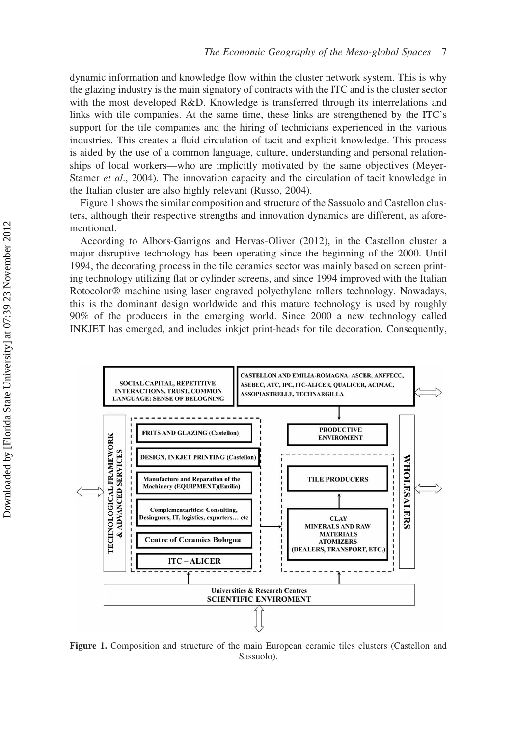dynamic information and knowledge flow within the cluster network system. This is why the glazing industry is the main signatory of contracts with the ITC and is the cluster sector with the most developed R&D. Knowledge is transferred through its interrelations and links with tile companies. At the same time, these links are strengthened by the ITC's support for the tile companies and the hiring of technicians experienced in the various industries. This creates a fluid circulation of tacit and explicit knowledge. This process is aided by the use of a common language, culture, understanding and personal relationships of local workers—who are implicitly motivated by the same objectives (Meyer-Stamer *et al*., 2004). The innovation capacity and the circulation of tacit knowledge in the Italian cluster are also highly relevant (Russo, 2004).

Figure 1 shows the similar composition and structure of the Sassuolo and Castellon clusters, although their respective strengths and innovation dynamics are different, as aforementioned.

According to Albors-Garrigos and Hervas-Oliver (2012), in the Castellon cluster a major disruptive technology has been operating since the beginning of the 2000. Until 1994, the decorating process in the tile ceramics sector was mainly based on screen printing technology utilizing flat or cylinder screens, and since 1994 improved with the Italian Rotocolor® machine using laser engraved polyethylene rollers technology. Nowadays, this is the dominant design worldwide and this mature technology is used by roughly 90% of the producers in the emerging world. Since 2000 a new technology called INKJET has emerged, and includes inkjet print-heads for tile decoration. Consequently,

**Figure 1.** Composition and structure of the main European ceramic tiles clusters (Castellon and Sassuolo).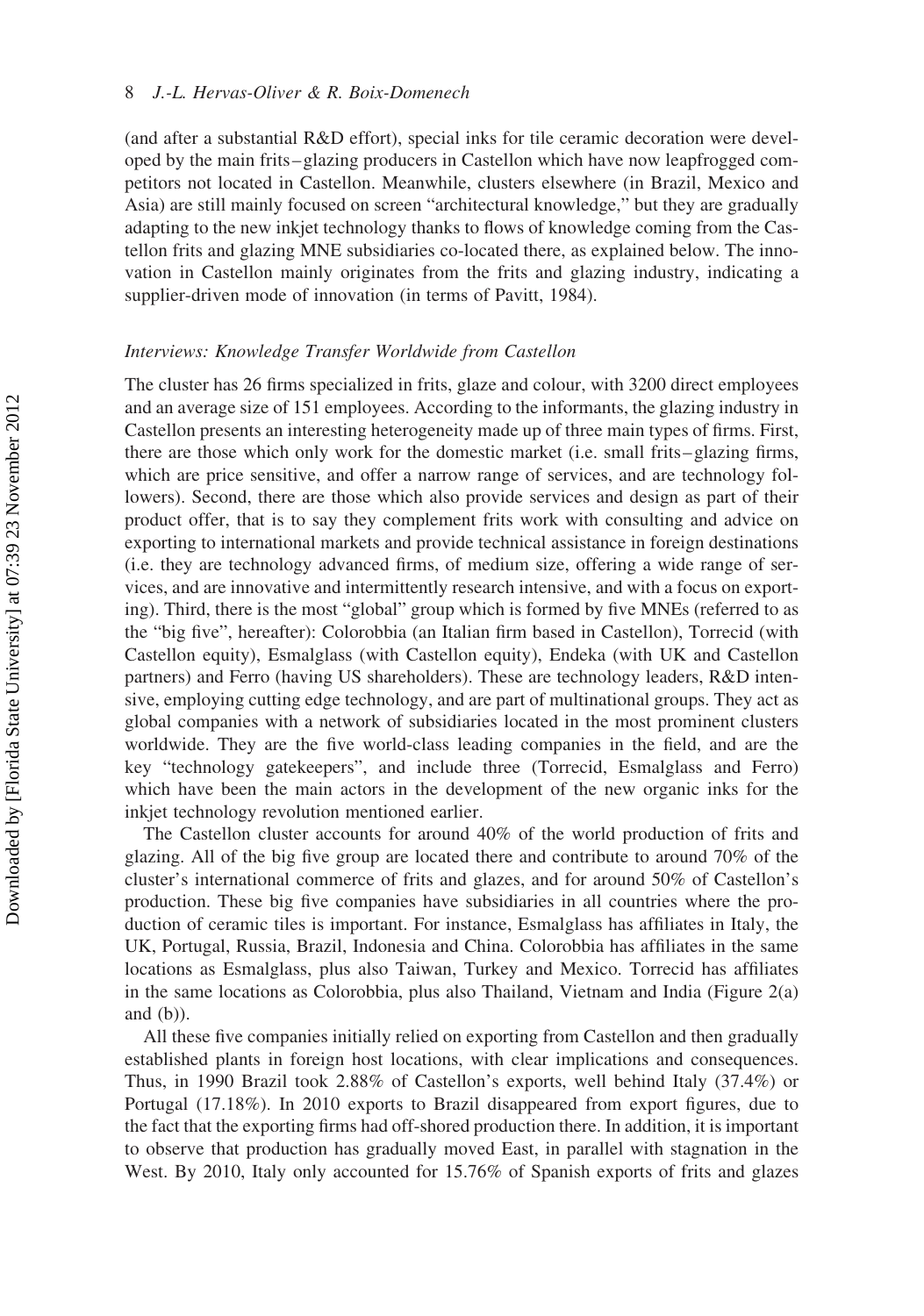(and after a substantial R&D effort), special inks for tile ceramic decoration were developed by the main frits–glazing producers in Castellon which have now leapfrogged competitors not located in Castellon. Meanwhile, clusters elsewhere (in Brazil, Mexico and Asia) are still mainly focused on screen "architectural knowledge," but they are gradually adapting to the new inkjet technology thanks to flows of knowledge coming from the Castellon frits and glazing MNE subsidiaries co-located there, as explained below. The innovation in Castellon mainly originates from the frits and glazing industry, indicating a supplier-driven mode of innovation (in terms of Pavitt, 1984).

### *Interviews: Knowledge Transfer Worldwide from Castellon*

The cluster has 26 firms specialized in frits, glaze and colour, with 3200 direct employees and an average size of 151 employees. According to the informants, the glazing industry in Castellon presents an interesting heterogeneity made up of three main types of firms. First, there are those which only work for the domestic market (i.e. small frits–glazing firms, which are price sensitive, and offer a narrow range of services, and are technology followers). Second, there are those which also provide services and design as part of their product offer, that is to say they complement frits work with consulting and advice on exporting to international markets and provide technical assistance in foreign destinations (i.e. they are technology advanced firms, of medium size, offering a wide range of services, and are innovative and intermittently research intensive, and with a focus on exporting). Third, there is the most "global" group which is formed by five MNEs (referred to as the "big five", hereafter): Colorobbia (an Italian firm based in Castellon), Torrecid (with Castellon equity), Esmalglass (with Castellon equity), Endeka (with UK and Castellon partners) and Ferro (having US shareholders). These are technology leaders, R&D intensive, employing cutting edge technology, and are part of multinational groups. They act as global companies with a network of subsidiaries located in the most prominent clusters worldwide. They are the five world-class leading companies in the field, and are the key "technology gatekeepers", and include three (Torrecid, Esmalglass and Ferro) which have been the main actors in the development of the new organic inks for the inkjet technology revolution mentioned earlier.

The Castellon cluster accounts for around 40% of the world production of frits and glazing. All of the big five group are located there and contribute to around 70% of the cluster's international commerce of frits and glazes, and for around 50% of Castellon's production. These big five companies have subsidiaries in all countries where the production of ceramic tiles is important. For instance, Esmalglass has affiliates in Italy, the UK, Portugal, Russia, Brazil, Indonesia and China. Colorobbia has affiliates in the same locations as Esmalglass, plus also Taiwan, Turkey and Mexico. Torrecid has affiliates in the same locations as Colorobbia, plus also Thailand, Vietnam and India (Figure 2(a) and (b)).

All these five companies initially relied on exporting from Castellon and then gradually established plants in foreign host locations, with clear implications and consequences. Thus, in 1990 Brazil took 2.88% of Castellon's exports, well behind Italy (37.4%) or Portugal (17.18%). In 2010 exports to Brazil disappeared from export figures, due to the fact that the exporting firms had off-shored production there. In addition, it is important to observe that production has gradually moved East, in parallel with stagnation in the West. By 2010, Italy only accounted for 15.76% of Spanish exports of frits and glazes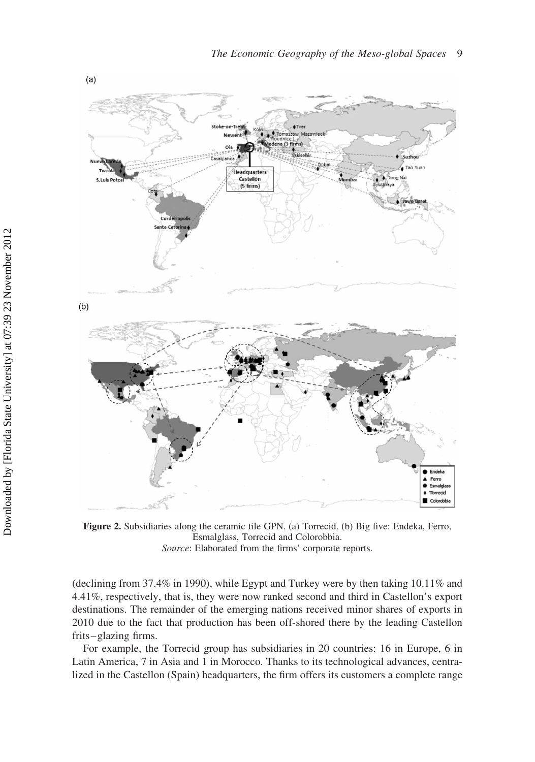**Figure 2.** Subsidiaries along the ceramic tile GPN. (a) Torrecid. (b) Big five: Endeka, Ferro, Esmalglass, Torrecid and Colorobbia.
*Source*: Elaborated from the firms' corporate reports.

(declining from 37.4% in 1990), while Egypt and Turkey were by then taking 10.11% and 4.41%, respectively, that is, they were now ranked second and third in Castellon's export destinations. The remainder of the emerging nations received minor shares of exports in 2010 due to the fact that production has been off-shored there by the leading Castellon frits–glazing firms.

For example, the Torrecid group has subsidiaries in 20 countries: 16 in Europe, 6 in Latin America, 7 in Asia and 1 in Morocco. Thanks to its technological advances, centralized in the Castellon (Spain) headquarters, the firm offers its customers a complete range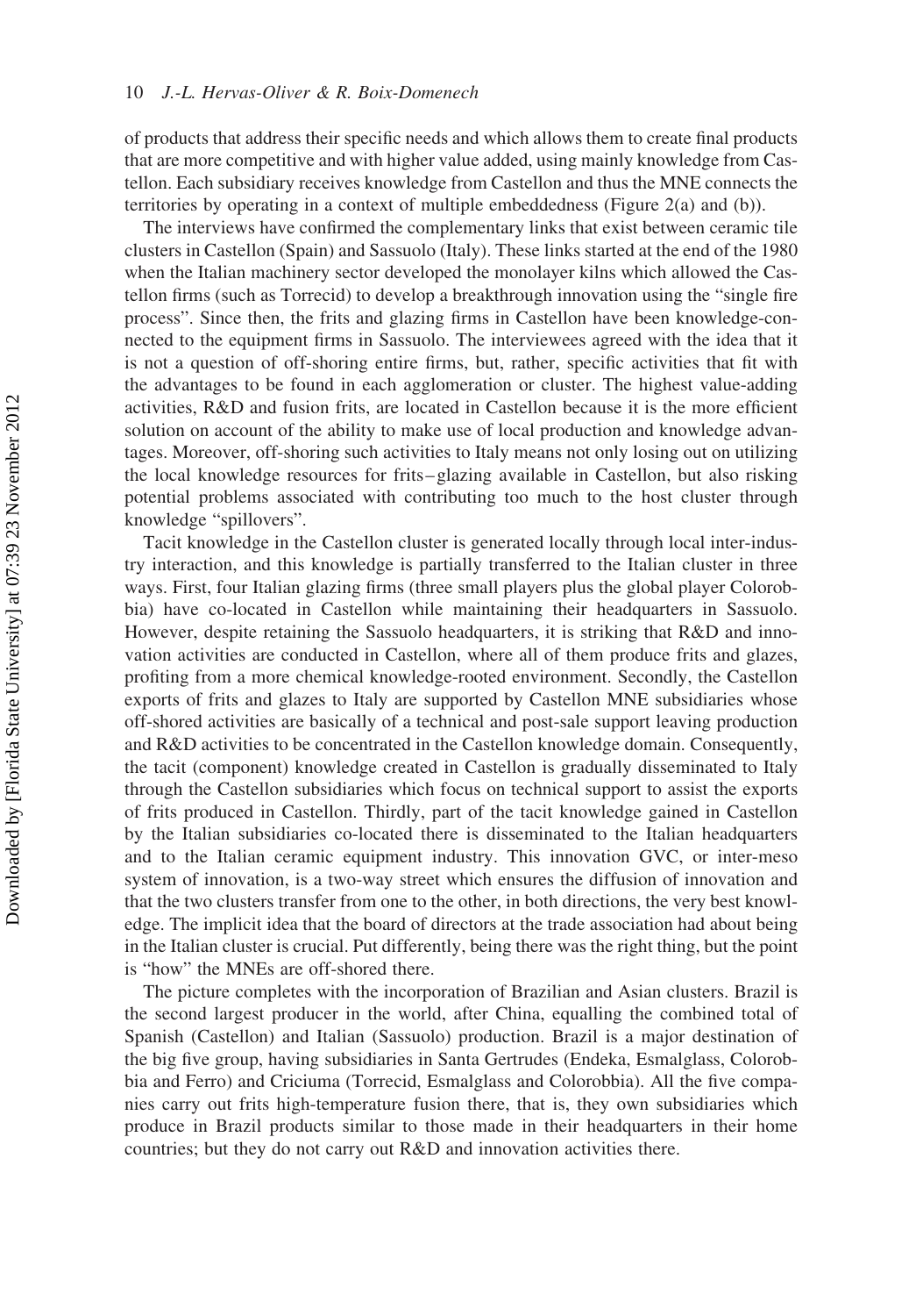of products that address their specific needs and which allows them to create final products that are more competitive and with higher value added, using mainly knowledge from Castellon. Each subsidiary receives knowledge from Castellon and thus the MNE connects the territories by operating in a context of multiple embeddedness (Figure 2(a) and (b)).

The interviews have confirmed the complementary links that exist between ceramic tile clusters in Castellon (Spain) and Sassuolo (Italy). These links started at the end of the 1980 when the Italian machinery sector developed the monolayer kilns which allowed the Castellon firms (such as Torrecid) to develop a breakthrough innovation using the "single fire process". Since then, the frits and glazing firms in Castellon have been knowledge-connected to the equipment firms in Sassuolo. The interviewees agreed with the idea that it is not a question of off-shoring entire firms, but, rather, specific activities that fit with the advantages to be found in each agglomeration or cluster. The highest value-adding activities, R&D and fusion frits, are located in Castellon because it is the more efficient solution on account of the ability to make use of local production and knowledge advantages. Moreover, off-shoring such activities to Italy means not only losing out on utilizing the local knowledge resources for frits–glazing available in Castellon, but also risking potential problems associated with contributing too much to the host cluster through knowledge "spillovers".

Tacit knowledge in the Castellon cluster is generated locally through local inter-industry interaction, and this knowledge is partially transferred to the Italian cluster in three ways. First, four Italian glazing firms (three small players plus the global player Colorobbia) have co-located in Castellon while maintaining their headquarters in Sassuolo. However, despite retaining the Sassuolo headquarters, it is striking that R&D and innovation activities are conducted in Castellon, where all of them produce frits and glazes, profiting from a more chemical knowledge-rooted environment. Secondly, the Castellon exports of frits and glazes to Italy are supported by Castellon MNE subsidiaries whose off-shored activities are basically of a technical and post-sale support leaving production and R&D activities to be concentrated in the Castellon knowledge domain. Consequently, the tacit (component) knowledge created in Castellon is gradually disseminated to Italy through the Castellon subsidiaries which focus on technical support to assist the exports of frits produced in Castellon. Thirdly, part of the tacit knowledge gained in Castellon by the Italian subsidiaries co-located there is disseminated to the Italian headquarters and to the Italian ceramic equipment industry. This innovation GVC, or inter-meso system of innovation, is a two-way street which ensures the diffusion of innovation and that the two clusters transfer from one to the other, in both directions, the very best knowledge. The implicit idea that the board of directors at the trade association had about being in the Italian cluster is crucial. Put differently, being there was the right thing, but the point is "how" the MNEs are off-shored there.

The picture completes with the incorporation of Brazilian and Asian clusters. Brazil is the second largest producer in the world, after China, equalling the combined total of Spanish (Castellon) and Italian (Sassuolo) production. Brazil is a major destination of the big five group, having subsidiaries in Santa Gertrudes (Endeka, Esmalglass, Colorobbia and Ferro) and Criciuma (Torrecid, Esmalglass and Colorobbia). All the five companies carry out frits high-temperature fusion there, that is, they own subsidiaries which produce in Brazil products similar to those made in their headquarters in their home countries; but they do not carry out R&D and innovation activities there.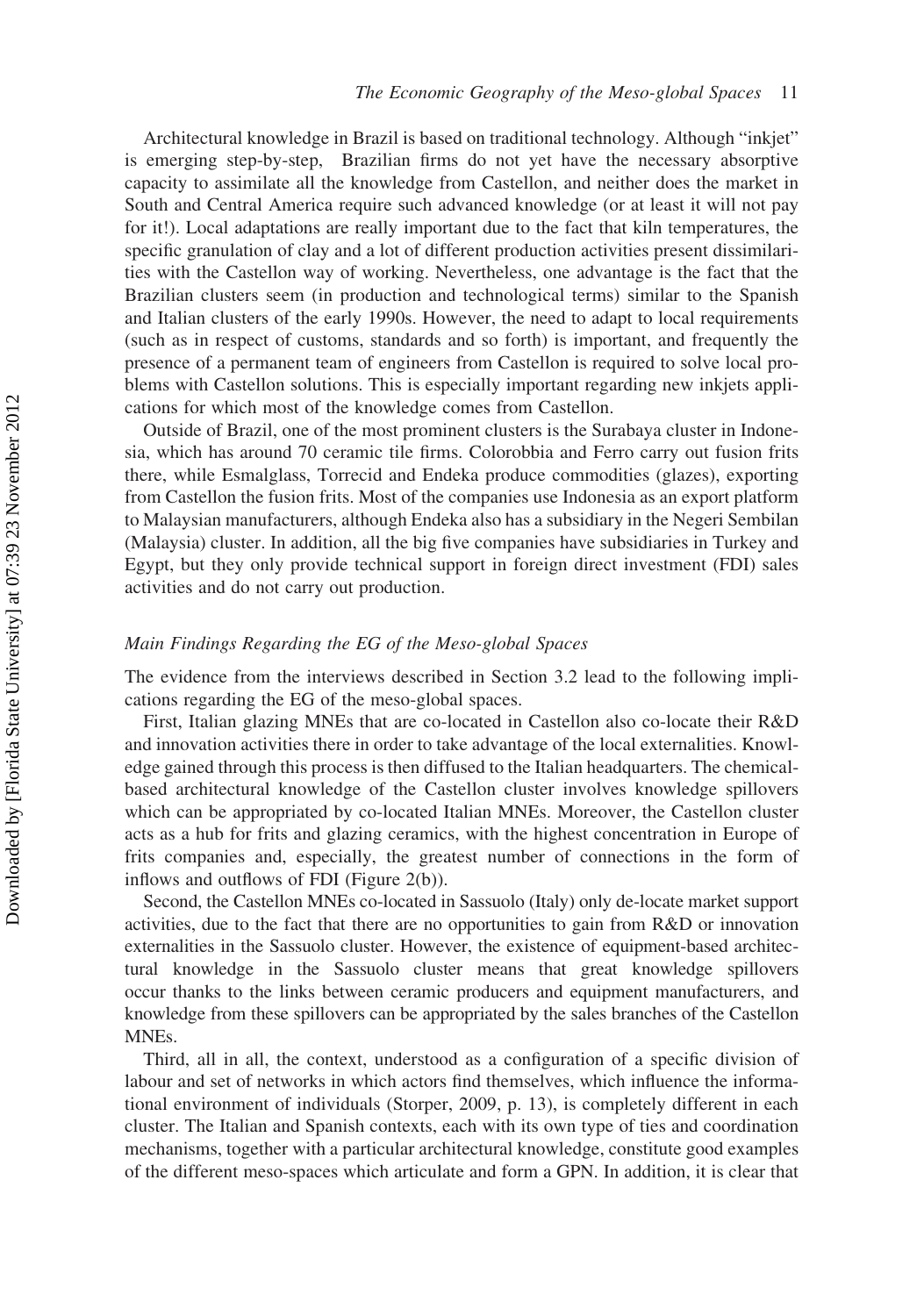Architectural knowledge in Brazil is based on traditional technology. Although "inkjet" is emerging step-by-step, Brazilian firms do not yet have the necessary absorptive capacity to assimilate all the knowledge from Castellon, and neither does the market in South and Central America require such advanced knowledge (or at least it will not pay for it!). Local adaptations are really important due to the fact that kiln temperatures, the specific granulation of clay and a lot of different production activities present dissimilarities with the Castellon way of working. Nevertheless, one advantage is the fact that the Brazilian clusters seem (in production and technological terms) similar to the Spanish and Italian clusters of the early 1990s. However, the need to adapt to local requirements (such as in respect of customs, standards and so forth) is important, and frequently the presence of a permanent team of engineers from Castellon is required to solve local problems with Castellon solutions. This is especially important regarding new inkjets applications for which most of the knowledge comes from Castellon.

Outside of Brazil, one of the most prominent clusters is the Surabaya cluster in Indonesia, which has around 70 ceramic tile firms. Colorobbia and Ferro carry out fusion frits there, while Esmalglass, Torrecid and Endeka produce commodities (glazes), exporting from Castellon the fusion frits. Most of the companies use Indonesia as an export platform to Malaysian manufacturers, although Endeka also has a subsidiary in the Negeri Sembilan (Malaysia) cluster. In addition, all the big five companies have subsidiaries in Turkey and Egypt, but they only provide technical support in foreign direct investment (FDI) sales activities and do not carry out production.

### *Main Findings Regarding the EG of the Meso-global Spaces*

The evidence from the interviews described in Section 3.2 lead to the following implications regarding the EG of the meso-global spaces.

First, Italian glazing MNEs that are co-located in Castellon also co-locate their R&D and innovation activities there in order to take advantage of the local externalities. Knowledge gained through this process is then diffused to the Italian headquarters. The chemical-based architectural knowledge of the Castellon cluster involves knowledge spillovers which can be appropriated by co-located Italian MNEs. Moreover, the Castellon cluster acts as a hub for frits and glazing ceramics, with the highest concentration in Europe of frits companies and, especially, the greatest number of connections in the form of inflows and outflows of FDI (Figure 2(b)).

Second, the Castellon MNEs co-located in Sassuolo (Italy) only de-locate market support activities, due to the fact that there are no opportunities to gain from R&D or innovation externalities in the Sassuolo cluster. However, the existence of equipment-based architectural knowledge in the Sassuolo cluster means that great knowledge spillovers occur thanks to the links between ceramic producers and equipment manufacturers, and knowledge from these spillovers can be appropriated by the sales branches of the Castellon MNEs.

Third, all in all, the context, understood as a configuration of a specific division of labour and set of networks in which actors find themselves, which influence the informational environment of individuals (Storper, 2009, p. 13), is completely different in each cluster. The Italian and Spanish contexts, each with its own type of ties and coordination mechanisms, together with a particular architectural knowledge, constitute good examples of the different meso-spaces which articulate and form a GPN. In addition, it is clear that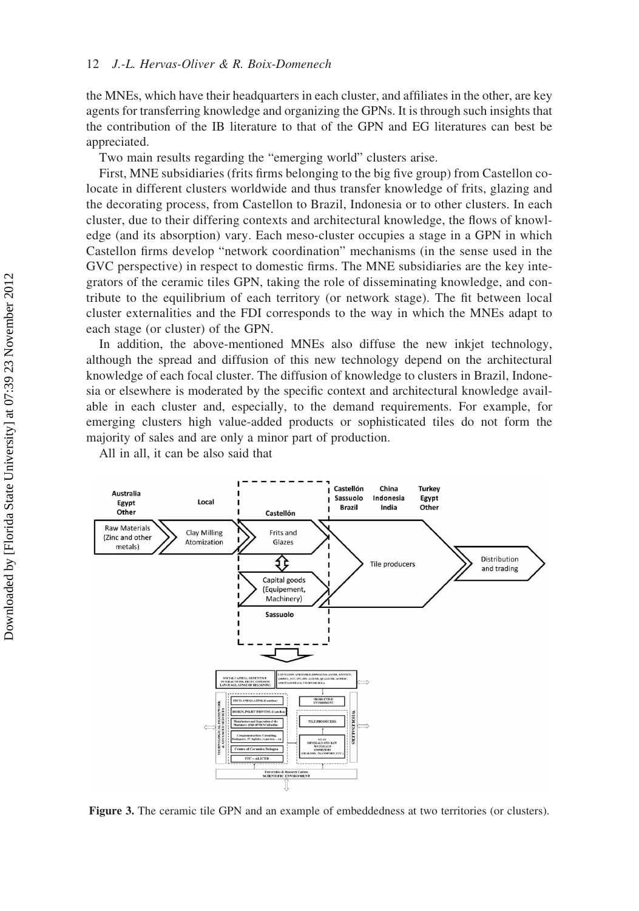the MNEs, which have their headquarters in each cluster, and affiliates in the other, are key agents for transferring knowledge and organizing the GPNs. It is through such insights that the contribution of the IB literature to that of the GPN and EG literatures can best be appreciated.

Two main results regarding the "emerging world" clusters arise.

First, MNE subsidiaries (frits firms belonging to the big five group) from Castellon co-locate in different clusters worldwide and thus transfer knowledge of frits, glazing and the decorating process, from Castellon to Brazil, Indonesia or to other clusters. In each cluster, due to their differing contexts and architectural knowledge, the flows of knowledge (and its absorption) vary. Each meso-cluster occupies a stage in a GPN in which Castellon firms develop "network coordination" mechanisms (in the sense used in the GVC perspective) in respect to domestic firms. The MNE subsidiaries are the key integrators of the ceramic tiles GPN, taking the role of disseminating knowledge, and contribute to the equilibrium of each territory (or network stage). The fit between local cluster externalities and the FDI corresponds to the way in which the MNEs adapt to each stage (or cluster) of the GPN.

In addition, the above-mentioned MNEs also diffuse the new inkjet technology, although the spread and diffusion of this new technology depend on the architectural knowledge of each focal cluster. The diffusion of knowledge to clusters in Brazil, Indonesia or elsewhere is moderated by the specific context and architectural knowledge available in each cluster and, especially, to the demand requirements. For example, for emerging clusters high value-added products or sophisticated tiles do not form the majority of sales and are only a minor part of production.

All in all, it can be also said that

**Figure 3.** The ceramic tile GPN and an example of embeddedness at two territories (or clusters).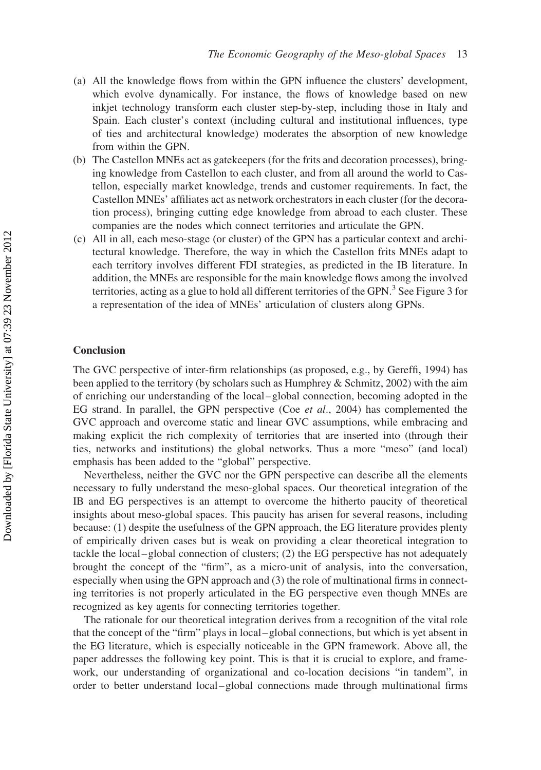(a) All the knowledge flows from within the GPN influence the clusters' development, which evolve dynamically. For instance, the flows of knowledge based on new inkjet technology transform each cluster step-by-step, including those in Italy and Spain. Each cluster's context (including cultural and institutional influences, type of ties and architectural knowledge) moderates the absorption of new knowledge from within the GPN.

(b) The Castellon MNEs act as gatekeepers (for the frits and decoration processes), bringing knowledge from Castellon to each cluster, and from all around the world to Castellon, especially market knowledge, trends and customer requirements. In fact, the Castellon MNEs' affiliates act as network orchestrators in each cluster (for the decoration process), bringing cutting edge knowledge from abroad to each cluster. These companies are the nodes which connect territories and articulate the GPN.

(c) All in all, each meso-stage (or cluster) of the GPN has a particular context and architectural knowledge. Therefore, the way in which the Castellon frits MNEs adapt to each territory involves different FDI strategies, as predicted in the IB literature. In addition, the MNEs are responsible for the main knowledge flows among the involved territories, acting as a glue to hold all different territories of the GPN.[3] See Figure 3 for a representation of the idea of MNEs' articulation of clusters along GPNs.

## Conclusion

The GVC perspective of inter-firm relationships (as proposed, e.g., by Gereffi, 1994) has been applied to the territory (by scholars such as Humphrey & Schmitz, 2002) with the aim of enriching our understanding of the local–global connection, becoming adopted in the EG strand. In parallel, the GPN perspective (Coe *et al.*, 2004) has complemented the GVC approach and overcome static and linear GVC assumptions, while embracing and making explicit the rich complexity of territories that are inserted into (through their ties, networks and institutions) the global networks. Thus a more "meso" (and local) emphasis has been added to the "global" perspective.

Nevertheless, neither the GVC nor the GPN perspective can describe all the elements necessary to fully understand the meso-global spaces. Our theoretical integration of the IB and EG perspectives is an attempt to overcome the hitherto paucity of theoretical insights about meso-global spaces. This paucity has arisen for several reasons, including because: (1) despite the usefulness of the GPN approach, the EG literature provides plenty of empirically driven cases but is weak on providing a clear theoretical integration to tackle the local–global connection of clusters; (2) the EG perspective has not adequately brought the concept of the "firm", as a micro-unit of analysis, into the conversation, especially when using the GPN approach and (3) the role of multinational firms in connecting territories is not properly articulated in the EG perspective even though MNEs are recognized as key agents for connecting territories together.

The rationale for our theoretical integration derives from a recognition of the vital role that the concept of the "firm" plays in local–global connections, but which is yet absent in the EG literature, which is especially noticeable in the GPN framework. Above all, the paper addresses the following key point. This is that it is crucial to explore, and framework, our understanding of organizational and co-location decisions "in tandem", in order to better understand local–global connections made through multinational firms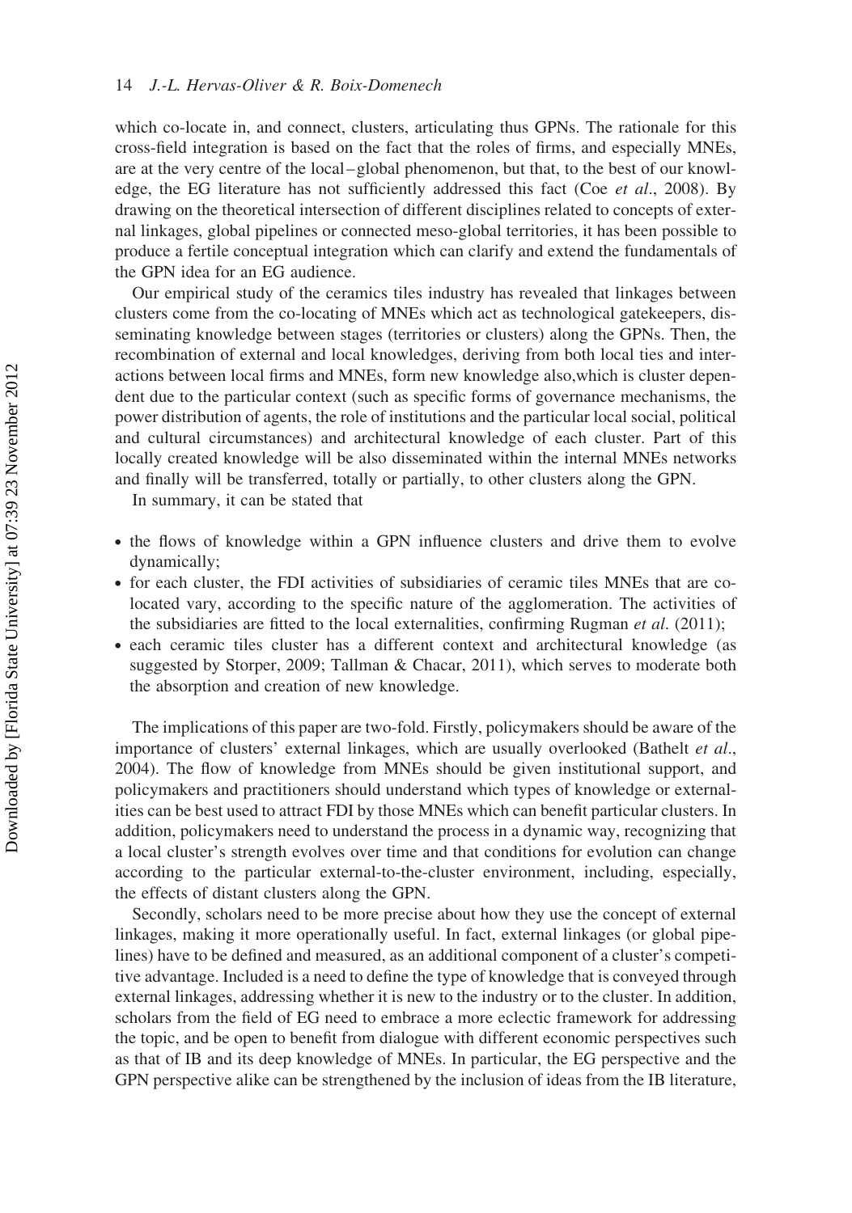which co-locate in, and connect, clusters, articulating thus GPNs. The rationale for this cross-field integration is based on the fact that the roles of firms, and especially MNEs, are at the very centre of the local–global phenomenon, but that, to the best of our knowledge, the EG literature has not sufficiently addressed this fact (Coe *et al*., 2008). By drawing on the theoretical intersection of different disciplines related to concepts of external linkages, global pipelines or connected meso-global territories, it has been possible to produce a fertile conceptual integration which can clarify and extend the fundamentals of the GPN idea for an EG audience.

Our empirical study of the ceramics tiles industry has revealed that linkages between clusters come from the co-locating of MNEs which act as technological gatekeepers, disseminating knowledge between stages (territories or clusters) along the GPNs. Then, the recombination of external and local knowledges, deriving from both local ties and interactions between local firms and MNEs, form new knowledge also,which is cluster dependent due to the particular context (such as specific forms of governance mechanisms, the power distribution of agents, the role of institutions and the particular local social, political and cultural circumstances) and architectural knowledge of each cluster. Part of this locally created knowledge will be also disseminated within the internal MNEs networks and finally will be transferred, totally or partially, to other clusters along the GPN.

In summary, it can be stated that

- the flows of knowledge within a GPN influence clusters and drive them to evolve dynamically;
- for each cluster, the FDI activities of subsidiaries of ceramic tiles MNEs that are co-located vary, according to the specific nature of the agglomeration. The activities of the subsidiaries are fitted to the local externalities, confirming Rugman *et al*. (2011);
- each ceramic tiles cluster has a different context and architectural knowledge (as suggested by Storper, 2009; Tallman & Chacar, 2011), which serves to moderate both the absorption and creation of new knowledge.

The implications of this paper are two-fold. Firstly, policymakers should be aware of the importance of clusters' external linkages, which are usually overlooked (Bathelt *et al*., 2004). The flow of knowledge from MNEs should be given institutional support, and policymakers and practitioners should understand which types of knowledge or externalities can be best used to attract FDI by those MNEs which can benefit particular clusters. In addition, policymakers need to understand the process in a dynamic way, recognizing that a local cluster's strength evolves over time and that conditions for evolution can change according to the particular external-to-the-cluster environment, including, especially, the effects of distant clusters along the GPN.

Secondly, scholars need to be more precise about how they use the concept of external linkages, making it more operationally useful. In fact, external linkages (or global pipelines) have to be defined and measured, as an additional component of a cluster's competitive advantage. Included is a need to define the type of knowledge that is conveyed through external linkages, addressing whether it is new to the industry or to the cluster. In addition, scholars from the field of EG need to embrace a more eclectic framework for addressing the topic, and be open to benefit from dialogue with different economic perspectives such as that of IB and its deep knowledge of MNEs. In particular, the EG perspective and the GPN perspective alike can be strengthened by the inclusion of ideas from the IB literature,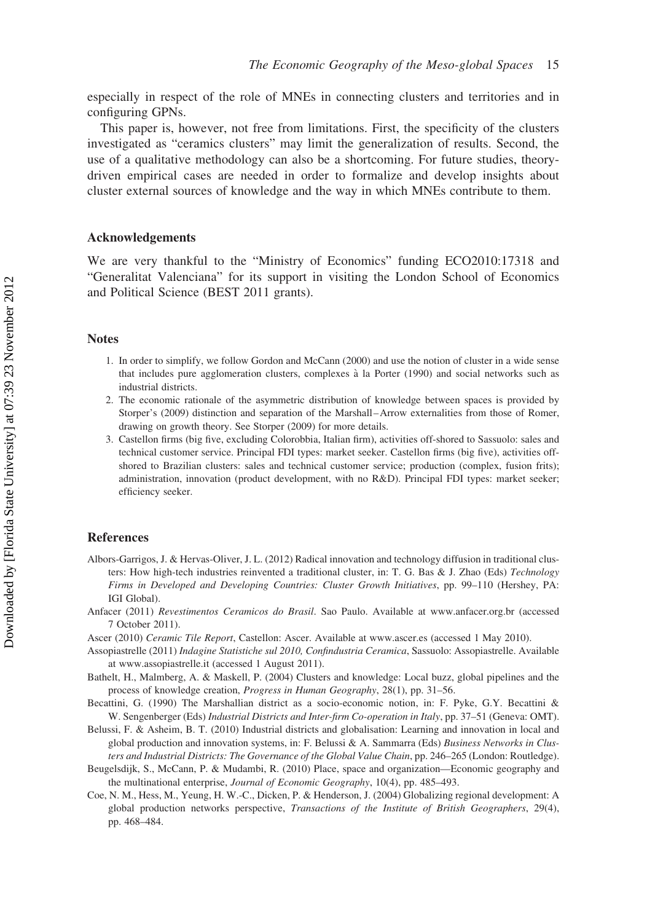especially in respect of the role of MNEs in connecting clusters and territories and in configuring GPNs.

This paper is, however, not free from limitations. First, the specificity of the clusters investigated as "ceramics clusters" may limit the generalization of results. Second, the use of a qualitative methodology can also be a shortcoming. For future studies, theory-driven empirical cases are needed in order to formalize and develop insights about cluster external sources of knowledge and the way in which MNEs contribute to them.

## Acknowledgements

We are very thankful to the "Ministry of Economics" funding ECO2010:17318 and "Generalitat Valenciana" for its support in visiting the London School of Economics and Political Science (BEST 2011 grants).

## Notes

1. In order to simplify, we follow Gordon and McCann (2000) and use the notion of cluster in a wide sense that includes pure agglomeration clusters, complexes à la Porter (1990) and social networks such as industrial districts.
2. The economic rationale of the asymmetric distribution of knowledge between spaces is provided by Storper's (2009) distinction and separation of the Marshall–Arrow externalities from those of Romer, drawing on growth theory. See Storper (2009) for more details.
3. Castellon firms (big five, excluding Colorobbia, Italian firm), activities off-shored to Sassuolo: sales and technical customer service. Principal FDI types: market seeker. Castellon firms (big five), activities off-shored to Brazilian clusters: sales and technical customer service; production (complex, fusion frits); administration, innovation (product development, with no R&D). Principal FDI types: market seeker; efficiency seeker.

## References

Albors-Garrigos, J. & Hervas-Oliver, J. L. (2012) Radical innovation and technology diffusion in traditional clusters: How high-tech industries reinvented a traditional cluster, in: T. G. Bas & J. Zhao (Eds) *Technology Firms in Developed and Developing Countries: Cluster Growth Initiatives*, pp. 99–110 (Hershey, PA: IGI Global).

Anfacer (2011) *Revestimentos Ceramicos do Brasil*. Sao Paulo. Available at www.anfacer.org.br (accessed 7 October 2011).

Ascer (2010) *Ceramic Tile Report*, Castellon: Ascer. Available at www.ascer.es (accessed 1 May 2010).

Assopiastrelle (2011) *Indagine Statistiche sul 2010, Confindustria Ceramica*, Sassuolo: Assopiastrelle. Available at www.assopiastrelle.it (accessed 1 August 2011).

Bathelt, H., Malmberg, A. & Maskell, P. (2004) Clusters and knowledge: Local buzz, global pipelines and the process of knowledge creation, *Progress in Human Geography*, 28(1), pp. 31–56.

Becattini, G. (1990) The Marshallian district as a socio-economic notion, in: F. Pyke, G.Y. Becattini & W. Sengenberger (Eds) *Industrial Districts and Inter-firm Co-operation in Italy*, pp. 37–51 (Geneva: OMT).

Belussi, F. & Asheim, B. T. (2010) Industrial districts and globalisation: Learning and innovation in local and global production and innovation systems, in: F. Belussi & A. Sammarra (Eds) *Business Networks in Clusters and Industrial Districts: The Governance of the Global Value Chain*, pp. 246–265 (London: Routledge).

Beugelsdijk, S., McCann, P. & Mudambi, R. (2010) Place, space and organization—Economic geography and the multinational enterprise, *Journal of Economic Geography*, 10(4), pp. 485–493.

Coe, N. M., Hess, M., Yeung, H. W.-C., Dicken, P. & Henderson, J. (2004) Globalizing regional development: A global production networks perspective, *Transactions of the Institute of British Geographers*, 29(4), pp. 468–484.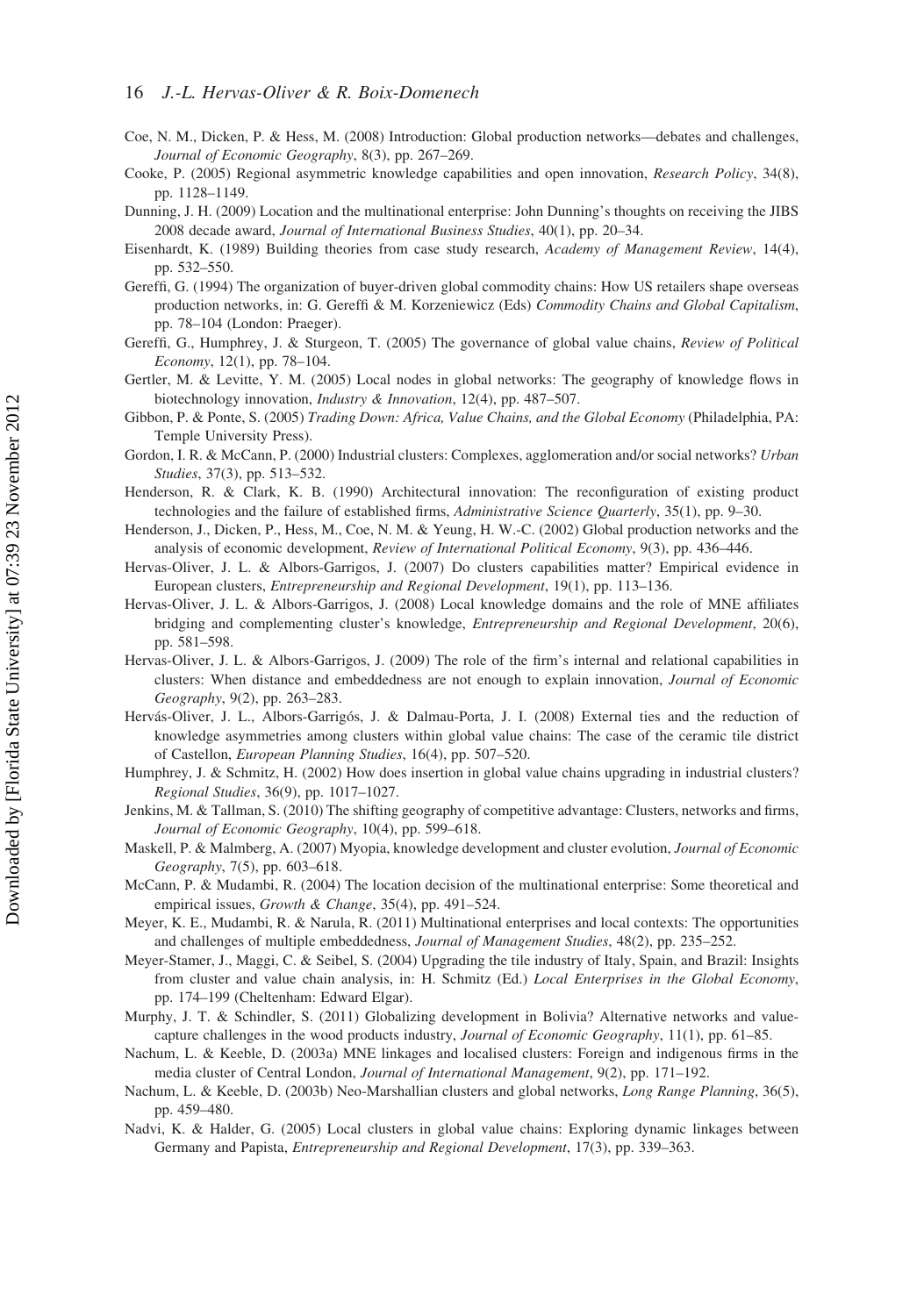Coe, N. M., Dicken, P. & Hess, M. (2008) Introduction: Global production networks—debates and challenges, *Journal of Economic Geography*, 8(3), pp. 267–269.

Cooke, P. (2005) Regional asymmetric knowledge capabilities and open innovation, *Research Policy*, 34(8), pp. 1128–1149.

Dunning, J. H. (2009) Location and the multinational enterprise: John Dunning's thoughts on receiving the JIBS 2008 decade award, *Journal of International Business Studies*, 40(1), pp. 20–34.

Eisenhardt, K. (1989) Building theories from case study research, *Academy of Management Review*, 14(4), pp. 532–550.

Gereffi, G. (1994) The organization of buyer-driven global commodity chains: How US retailers shape overseas production networks, in: G. Gereffi & M. Korzeniewicz (Eds) *Commodity Chains and Global Capitalism*, pp. 78–104 (London: Praeger).

Gereffi, G., Humphrey, J. & Sturgeon, T. (2005) The governance of global value chains, *Review of Political Economy*, 12(1), pp. 78–104.

Gertler, M. & Levitte, Y. M. (2005) Local nodes in global networks: The geography of knowledge flows in biotechnology innovation, *Industry & Innovation*, 12(4), pp. 487–507.

Gibbon, P. & Ponte, S. (2005) *Trading Down: Africa, Value Chains, and the Global Economy* (Philadelphia, PA: Temple University Press).

Gordon, I. R. & McCann, P. (2000) Industrial clusters: Complexes, agglomeration and/or social networks? *Urban Studies*, 37(3), pp. 513–532.

Henderson, R. & Clark, K. B. (1990) Architectural innovation: The reconfiguration of existing product technologies and the failure of established firms, *Administrative Science Quarterly*, 35(1), pp. 9–30.

Henderson, J., Dicken, P., Hess, M., Coe, N. M. & Yeung, H. W.-C. (2002) Global production networks and the analysis of economic development, *Review of International Political Economy*, 9(3), pp. 436–446.

Hervas-Oliver, J. L. & Albors-Garrigos, J. (2007) Do clusters capabilities matter? Empirical evidence in European clusters, *Entrepreneurship and Regional Development*, 19(1), pp. 113–136.

Hervas-Oliver, J. L. & Albors-Garrigos, J. (2008) Local knowledge domains and the role of MNE affiliates bridging and complementing cluster's knowledge, *Entrepreneurship and Regional Development*, 20(6), pp. 581–598.

Hervas-Oliver, J. L. & Albors-Garrigos, J. (2009) The role of the firm's internal and relational capabilities in clusters: When distance and embeddedness are not enough to explain innovation, *Journal of Economic Geography*, 9(2), pp. 263–283.

Hervás-Oliver, J. L., Albors-Garrigós, J. & Dalmau-Porta, J. I. (2008) External ties and the reduction of knowledge asymmetries among clusters within global value chains: The case of the ceramic tile district of Castellon, *European Planning Studies*, 16(4), pp. 507–520.

Humphrey, J. & Schmitz, H. (2002) How does insertion in global value chains upgrading in industrial clusters? *Regional Studies*, 36(9), pp. 1017–1027.

Jenkins, M. & Tallman, S. (2010) The shifting geography of competitive advantage: Clusters, networks and firms, *Journal of Economic Geography*, 10(4), pp. 599–618.

Maskell, P. & Malmberg, A. (2007) Myopia, knowledge development and cluster evolution, *Journal of Economic Geography*, 7(5), pp. 603–618.

McCann, P. & Mudambi, R. (2004) The location decision of the multinational enterprise: Some theoretical and empirical issues, *Growth & Change*, 35(4), pp. 491–524.

Meyer, K. E., Mudambi, R. & Narula, R. (2011) Multinational enterprises and local contexts: The opportunities and challenges of multiple embeddedness, *Journal of Management Studies*, 48(2), pp. 235–252.

Meyer-Stamer, J., Maggi, C. & Seibel, S. (2004) Upgrading the tile industry of Italy, Spain, and Brazil: Insights from cluster and value chain analysis, in: H. Schmitz (Ed.) *Local Enterprises in the Global Economy*, pp. 174–199 (Cheltenham: Edward Elgar).

Murphy, J. T. & Schindler, S. (2011) Globalizing development in Bolivia? Alternative networks and value-capture challenges in the wood products industry, *Journal of Economic Geography*, 11(1), pp. 61–85.

Nachum, L. & Keeble, D. (2003a) MNE linkages and localised clusters: Foreign and indigenous firms in the media cluster of Central London, *Journal of International Management*, 9(2), pp. 171–192.

Nachum, L. & Keeble, D. (2003b) Neo-Marshallian clusters and global networks, *Long Range Planning*, 36(5), pp. 459–480.

Nadvi, K. & Halder, G. (2005) Local clusters in global value chains: Exploring dynamic linkages between Germany and Papista, *Entrepreneurship and Regional Development*, 17(3), pp. 339–363.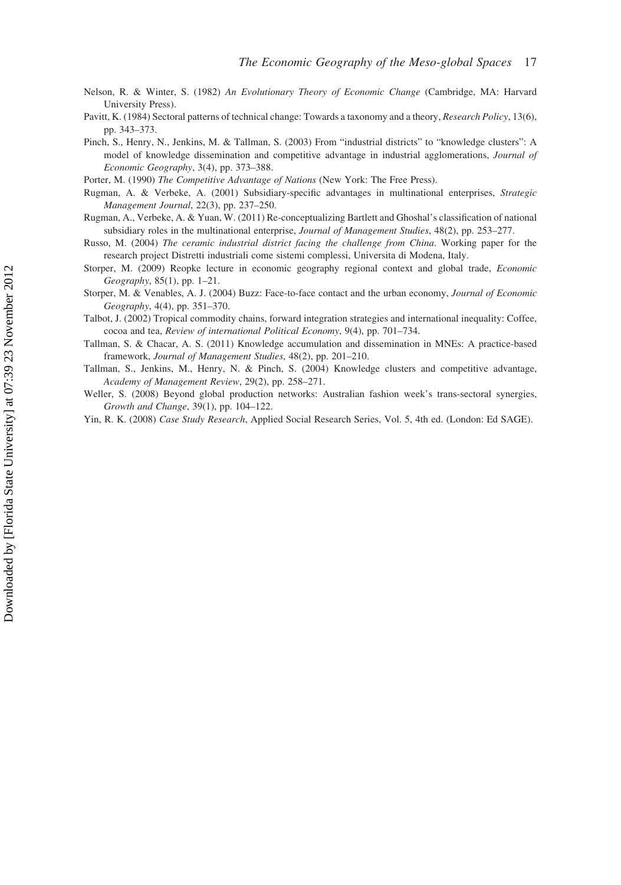Nelson, R. & Winter, S. (1982) *An Evolutionary Theory of Economic Change* (Cambridge, MA: Harvard University Press).

Pavitt, K. (1984) Sectoral patterns of technical change: Towards a taxonomy and a theory, *Research Policy*, 13(6), pp. 343–373.

Pinch, S., Henry, N., Jenkins, M. & Tallman, S. (2003) From "industrial districts" to "knowledge clusters": A model of knowledge dissemination and competitive advantage in industrial agglomerations, *Journal of Economic Geography*, 3(4), pp. 373–388.

Porter, M. (1990) *The Competitive Advantage of Nations* (New York: The Free Press).

Rugman, A. & Verbeke, A. (2001) Subsidiary-specific advantages in multinational enterprises, *Strategic Management Journal*, 22(3), pp. 237–250.

Rugman, A., Verbeke, A. & Yuan, W. (2011) Re-conceptualizing Bartlett and Ghoshal's classification of national subsidiary roles in the multinational enterprise, *Journal of Management Studies*, 48(2), pp. 253–277.

Russo, M. (2004) *The ceramic industrial district facing the challenge from China*. Working paper for the research project Distretti industriali come sistemi complessi, Universita di Modena, Italy.

Storper, M. (2009) Reopke lecture in economic geography regional context and global trade, *Economic Geography*, 85(1), pp. 1–21.

Storper, M. & Venables, A. J. (2004) Buzz: Face-to-face contact and the urban economy, *Journal of Economic Geography*, 4(4), pp. 351–370.

Talbot, J. (2002) Tropical commodity chains, forward integration strategies and international inequality: Coffee, cocoa and tea, *Review of international Political Economy*, 9(4), pp. 701–734.

Tallman, S. & Chacar, A. S. (2011) Knowledge accumulation and dissemination in MNEs: A practice-based framework, *Journal of Management Studies*, 48(2), pp. 201–210.

Tallman, S., Jenkins, M., Henry, N. & Pinch, S. (2004) Knowledge clusters and competitive advantage, *Academy of Management Review*, 29(2), pp. 258–271.

Weller, S. (2008) Beyond global production networks: Australian fashion week's trans-sectoral synergies, *Growth and Change*, 39(1), pp. 104–122.

Yin, R. K. (2008) *Case Study Research*, Applied Social Research Series, Vol. 5, 4th ed. (London: Ed SAGE).